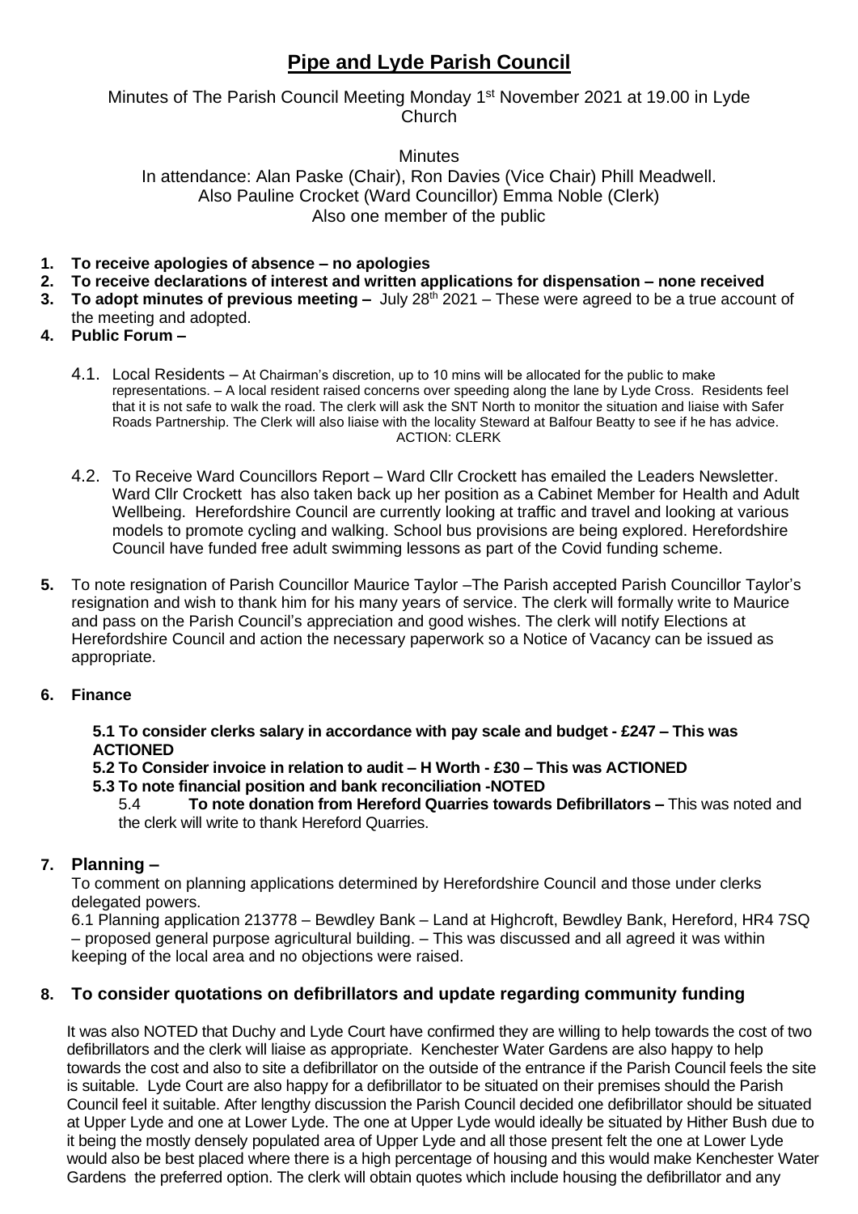# Pipe and Lyde Parish Council

Minutes of The Parish Council Meeting Monday 1st November 2021 at 19.00 in Lyde Church

Minutes

In attendance: Alan Paske (Chair), Ron Davies (Vice Chair) Phill Meadwell.
Also Pauline Crocket (Ward Councillor) Emma Noble (Clerk)
Also one member of the public

1. **To receive apologies of absence – no apologies**
2. **To receive declarations of interest and written applications for dispensation – none received**
3. **To adopt minutes of previous meeting –** July 28th 2021 – These were agreed to be a true account of the meeting and adopted.
4. **Public Forum –**

   4.1. Local Residents – At Chairman's discretion, up to 10 mins will be allocated for the public to make representations. – A local resident raised concerns over speeding along the lane by Lyde Cross. Residents feel that it is not safe to walk the road. The clerk will ask the SNT North to monitor the situation and liaise with Safer Roads Partnership. The Clerk will also liaise with the locality Steward at Balfour Beatty to see if he has advice. ACTION: CLERK

   4.2. To Receive Ward Councillors Report – Ward Cllr Crockett has emailed the Leaders Newsletter. Ward Cllr Crockett has also taken back up her position as a Cabinet Member for Health and Adult Wellbeing. Herefordshire Council are currently looking at traffic and travel and looking at various models to promote cycling and walking. School bus provisions are being explored. Herefordshire Council have funded free adult swimming lessons as part of the Covid funding scheme.

5. To note resignation of Parish Councillor Maurice Taylor –The Parish accepted Parish Councillor Taylor's resignation and wish to thank him for his many years of service. The clerk will formally write to Maurice and pass on the Parish Council's appreciation and good wishes. The clerk will notify Elections at Herefordshire Council and action the necessary paperwork so a Notice of Vacancy can be issued as appropriate.

6. **Finance**

   **5.1 To consider clerks salary in accordance with pay scale and budget - £247 – This was ACTIONED**

   **5.2 To Consider invoice in relation to audit – H Worth - £30 – This was ACTIONED**

   **5.3 To note financial position and bank reconciliation -NOTED**

   5.4 **To note donation from Hereford Quarries towards Defibrillators –** This was noted and the clerk will write to thank Hereford Quarries.

7. **Planning –**

   To comment on planning applications determined by Herefordshire Council and those under clerks delegated powers.

   6.1 Planning application 213778 – Bewdley Bank – Land at Highcroft, Bewdley Bank, Hereford, HR4 7SQ – proposed general purpose agricultural building. – This was discussed and all agreed it was within keeping of the local area and no objections were raised.

8. **To consider quotations on defibrillators and update regarding community funding**

   It was also NOTED that Duchy and Lyde Court have confirmed they are willing to help towards the cost of two defibrillators and the clerk will liaise as appropriate. Kenchester Water Gardens are also happy to help towards the cost and also to site a defibrillator on the outside of the entrance if the Parish Council feels the site is suitable. Lyde Court are also happy for a defibrillator to be situated on their premises should the Parish Council feel it suitable. After lengthy discussion the Parish Council decided one defibrillator should be situated at Upper Lyde and one at Lower Lyde. The one at Upper Lyde would ideally be situated by Hither Bush due to it being the mostly densely populated area of Upper Lyde and all those present felt the one at Lower Lyde would also be best placed where there is a high percentage of housing and this would make Kenchester Water Gardens the preferred option. The clerk will obtain quotes which include housing the defibrillator and any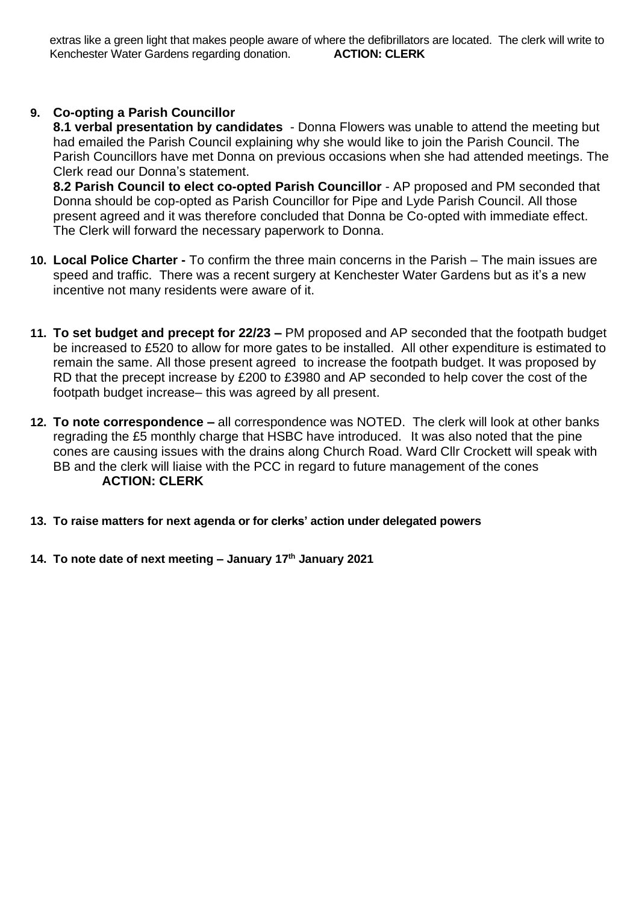extras like a green light that makes people aware of where the defibrillators are located. The clerk will write to Kenchester Water Gardens regarding donation. **ACTION: CLERK**

9. **Co-opting a Parish Councillor**

   **8.1 verbal presentation by candidates** - Donna Flowers was unable to attend the meeting but had emailed the Parish Council explaining why she would like to join the Parish Council. The Parish Councillors have met Donna on previous occasions when she had attended meetings. The Clerk read our Donna's statement.

   **8.2 Parish Council to elect co-opted Parish Councillor** - AP proposed and PM seconded that Donna should be cop-opted as Parish Councillor for Pipe and Lyde Parish Council. All those present agreed and it was therefore concluded that Donna be Co-opted with immediate effect. The Clerk will forward the necessary paperwork to Donna.

10. **Local Police Charter -** To confirm the three main concerns in the Parish – The main issues are speed and traffic. There was a recent surgery at Kenchester Water Gardens but as it's a new incentive not many residents were aware of it.

11. **To set budget and precept for 22/23 –** PM proposed and AP seconded that the footpath budget be increased to £520 to allow for more gates to be installed. All other expenditure is estimated to remain the same. All those present agreed to increase the footpath budget. It was proposed by RD that the precept increase by £200 to £3980 and AP seconded to help cover the cost of the footpath budget increase– this was agreed by all present.

12. **To note correspondence –** all correspondence was NOTED. The clerk will look at other banks regrading the £5 monthly charge that HSBC have introduced. It was also noted that the pine cones are causing issues with the drains along Church Road. Ward Cllr Crockett will speak with BB and the clerk will liaise with the PCC in regard to future management of the cones

    **ACTION: CLERK**

13. **To raise matters for next agenda or for clerks' action under delegated powers**

14. **To note date of next meeting – January 17th January 2021**